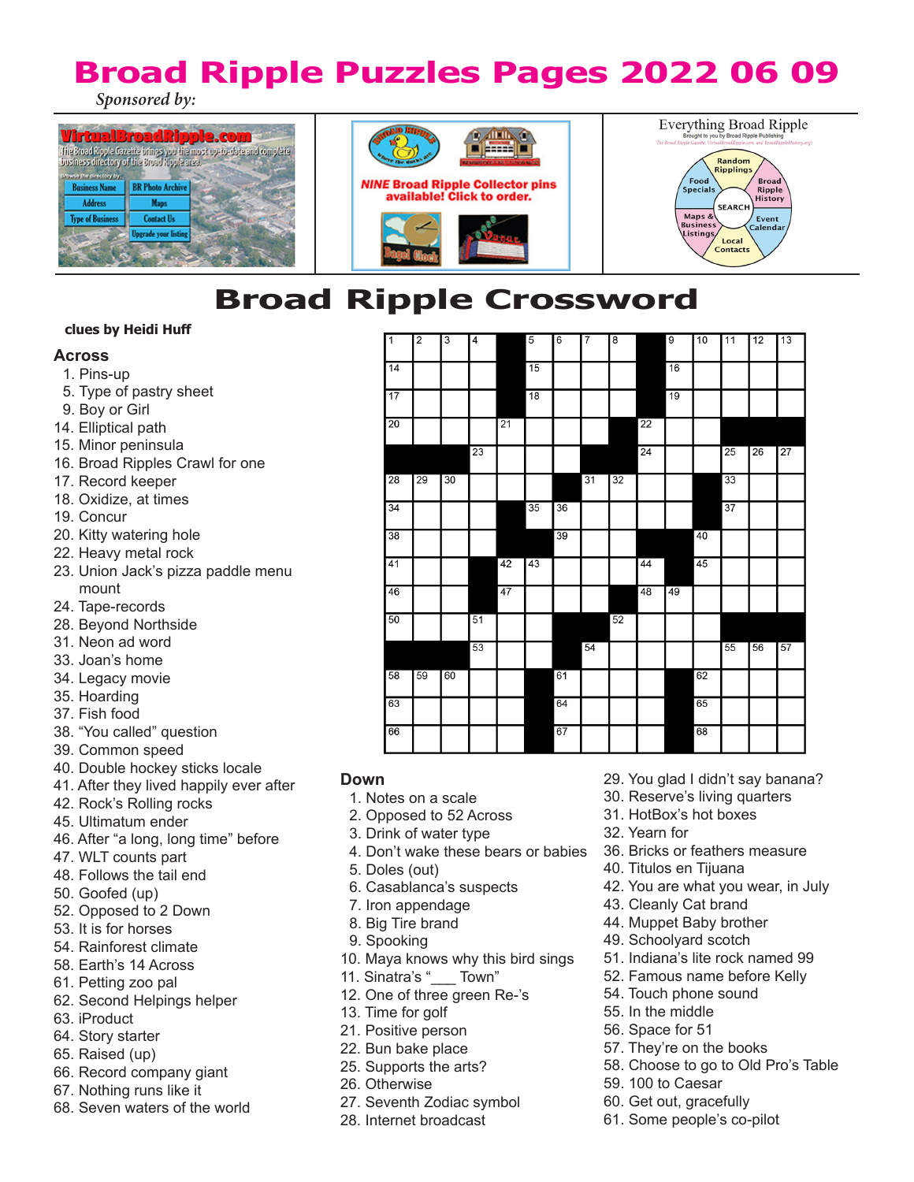# Broad Ripple Puzzles Pages 2022 06 09

*Sponsored by:*

VirtualBroadRipple.com

The Broad Ripple Gazette brings you the most up-to-date and complete business directory of the Broad Ripple area.

Browse the directory by: Business Name | BR Photo Archive | Address | Maps | Type of Business | Contact Us | Upgrade your listing

NINE Broad Ripple Collector pins available! Click to order.

Everything Broad Ripple

Brought to you by Broad Ripple Publishing

Random Ripplings | Broad Ripple History | Event Calendar | Local Contacts | Maps & Business Listings | Food Specials | SEARCH

# Broad Ripple Crossword

**clues by Heidi Huff**

## Across

1. Pins-up
5. Type of pastry sheet
9. Boy or Girl
14. Elliptical path
15. Minor peninsula
16. Broad Ripples Crawl for one
17. Record keeper
18. Oxidize, at times
19. Concur
20. Kitty watering hole
22. Heavy metal rock
23. Union Jack's pizza paddle menu mount
24. Tape-records
28. Beyond Northside
31. Neon ad word
33. Joan's home
34. Legacy movie
35. Hoarding
37. Fish food
38. "You called" question
39. Common speed
40. Double hockey sticks locale
41. After they lived happily ever after
42. Rock's Rolling rocks
45. Ultimatum ender
46. After "a long, long time" before
47. WLT counts part
48. Follows the tail end
50. Goofed (up)
52. Opposed to 2 Down
53. It is for horses
54. Rainforest climate
58. Earth's 14 Across
61. Petting zoo pal
62. Second Helpings helper
63. iProduct
64. Story starter
65. Raised (up)
66. Record company giant
67. Nothing runs like it
68. Seven waters of the world

## Down

1. Notes on a scale
2. Opposed to 52 Across
3. Drink of water type
4. Don't wake these bears or babies
5. Doles (out)
6. Casablanca's suspects
7. Iron appendage
8. Big Tire brand
9. Spooking
10. Maya knows why this bird sings
11. Sinatra's "___ Town"
12. One of three green Re-'s
13. Time for golf
21. Positive person
22. Bun bake place
25. Supports the arts?
26. Otherwise
27. Seventh Zodiac symbol
28. Internet broadcast
29. You glad I didn't say banana?
30. Reserve's living quarters
31. HotBox's hot boxes
32. Yearn for
36. Bricks or feathers measure
40. Titulos en Tijuana
42. You are what you wear, in July
43. Cleanly Cat brand
44. Muppet Baby brother
49. Schoolyard scotch
51. Indiana's lite rock named 99
52. Famous name before Kelly
54. Touch phone sound
55. In the middle
56. Space for 51
57. They're on the books
58. Choose to go to Old Pro's Table
59. 100 to Caesar
60. Get out, gracefully
61. Some people's co-pilot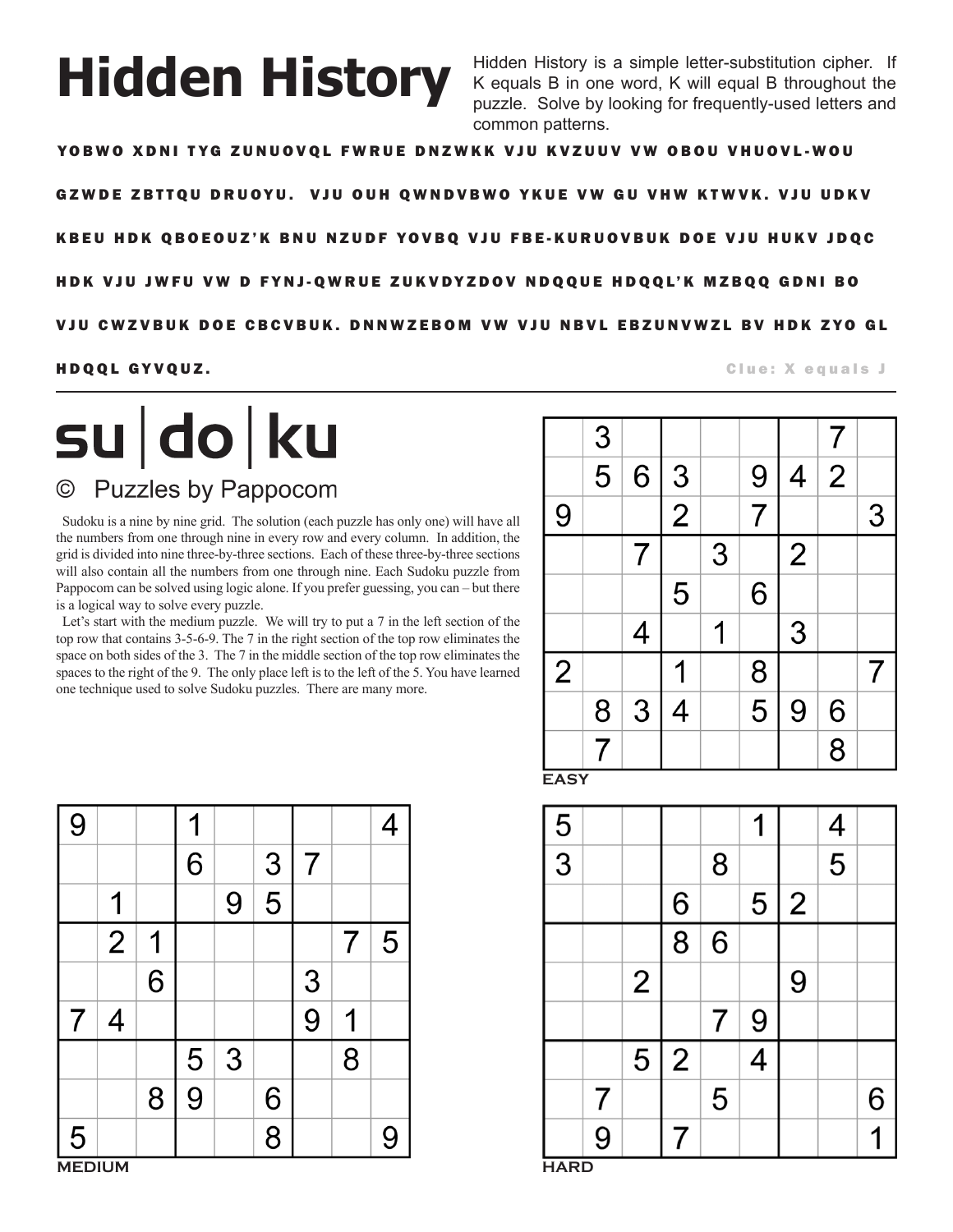# Hidden History

Hidden History is a simple letter-substitution cipher. If K equals B in one word, K will equal B throughout the puzzle. Solve by looking for frequently-used letters and common patterns.

**YOBWO XDNI TYG ZUNUOVQL FWRUE DNZWKK VJU KVZUUV VW OBOU VHUOVL-WOU GZWDE ZBTTQU DRUOYU. VJU OUH QWNDVBWO YKUE VW GU VHW KTWVK. VJU UDKV KBEU HDK QBOEOUZ'K BNU NZUDF YOVBQ VJU FBE-KURUOVBUK DOE VJU HUKV JDQC HDK VJU JWFU VW D FYNJ-QWRUE ZUKVDYZDOV NDQQUE HDQQL'K MZBQQ GDNI BO VJU CWZVBUK DOE CBCVBUK. DNNWZEBOM VW VJU NBVL EBZUNVWZL BV HDK ZYO GL HDQQL GYVQUZ.**

Clue: X equals J

# su|do|ku

© Puzzles by Pappocom

Sudoku is a nine by nine grid. The solution (each puzzle has only one) will have all the numbers from one through nine in every row and every column. In addition, the grid is divided into nine three-by-three sections. Each of these three-by-three sections will also contain all the numbers from one through nine. Each Sudoku puzzle from Pappocom can be solved using logic alone. If you prefer guessing, you can – but there is a logical way to solve every puzzle.

Let's start with the medium puzzle. We will try to put a 7 in the left section of the top row that contains 3-5-6-9. The 7 in the right section of the top row eliminates the space on both sides of the 3. The 7 in the middle section of the top row eliminates the spaces to the right of the 9. The only place left is to the left of the 5. You have learned one technique used to solve Sudoku puzzles. There are many more.

**EASY**

| | | | | | | | | |
|---|---|---|---|---|---|---|---|---|
| | 3 | | | | | | 7 | |
| | 5 | 6 | 3 | | 9 | 4 | 2 | |
| 9 | | | 2 | | 7 | | | 3 |
| | | 7 | | 3 | | 2 | | |
| | | | 5 | | 6 | | | |
| | | 4 | | 1 | | 3 | | |
| 2 | | | 1 | | 8 | | | 7 |
| | 8 | 3 | 4 | | 5 | 9 | 6 | |
| | 7 | | | | | | 8 | |

**MEDIUM**

| | | | | | | | | |
|---|---|---|---|---|---|---|---|---|
| 9 | | | 1 | | | | | 4 |
| | | | 6 | | 3 | 7 | | |
| | 1 | | | 9 | 5 | | | |
| | 2 | 1 | | | | | 7 | 5 |
| | | 6 | | | | 3 | | |
| 7 | 4 | | | | | 9 | 1 | |
| | | | 5 | 3 | | | 8 | |
| | | 8 | 9 | | 6 | | | |
| 5 | | | | | 8 | | | 9 |

**HARD**

| | | | | | | | | |
|---|---|---|---|---|---|---|---|---|
| 5 | | | | | 1 | | 4 | |
| 3 | | | | 8 | | | 5 | |
| | | | 6 | | 5 | 2 | | |
| | | | 8 | 6 | | | | |
| | | 2 | | | | 9 | | |
| | | | | 7 | 9 | | | |
| | | 5 | 2 | | 4 | | | |
| | 7 | | | 5 | | | | 6 |
| | 9 | | 7 | | | | | 1 |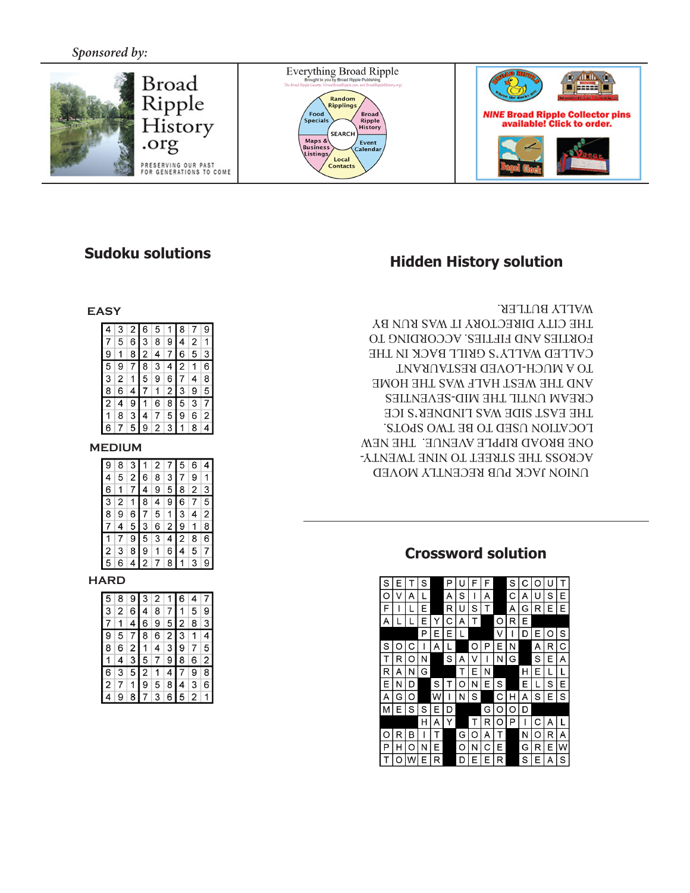*Sponsored by:*

Broad Ripple History.org
PRESERVING OUR PAST FOR GENERATIONS TO COME

Everything Broad Ripple
Brought to you by Broad Ripple Publishing
The Broad Ripple Gazette, VirtualBroadRipple.com, and BroadRippleHistory.org

Random Ripplings | Broad Ripple History | Event Calendar | Local Contacts | Maps & Business Listings | Food Specials | SEARCH

*NINE* Broad Ripple Collector pins available! Click to order.

## Sudoku solutions

### EASY

| | | | | | | | | |
|---|---|---|---|---|---|---|---|---|
| 4 | 3 | 2 | 6 | 5 | 1 | 8 | 7 | 9 |
| 7 | 5 | 6 | 3 | 8 | 9 | 4 | 2 | 1 |
| 9 | 1 | 8 | 2 | 4 | 7 | 6 | 5 | 3 |
| 5 | 9 | 7 | 8 | 3 | 4 | 2 | 1 | 6 |
| 3 | 2 | 1 | 5 | 9 | 6 | 7 | 4 | 8 |
| 8 | 6 | 4 | 7 | 1 | 2 | 3 | 9 | 5 |
| 2 | 4 | 9 | 1 | 6 | 8 | 5 | 3 | 7 |
| 1 | 8 | 3 | 4 | 7 | 5 | 9 | 6 | 2 |
| 6 | 7 | 5 | 9 | 2 | 3 | 1 | 8 | 4 |

### MEDIUM

| | | | | | | | | |
|---|---|---|---|---|---|---|---|---|
| 9 | 8 | 3 | 1 | 2 | 7 | 5 | 6 | 4 |
| 4 | 5 | 2 | 6 | 8 | 3 | 7 | 9 | 1 |
| 6 | 1 | 7 | 4 | 9 | 5 | 8 | 2 | 3 |
| 3 | 2 | 1 | 8 | 4 | 9 | 6 | 7 | 5 |
| 8 | 9 | 6 | 7 | 5 | 1 | 3 | 4 | 2 |
| 7 | 4 | 5 | 3 | 6 | 2 | 9 | 1 | 8 |
| 1 | 7 | 9 | 5 | 3 | 4 | 2 | 8 | 6 |
| 2 | 3 | 8 | 9 | 1 | 6 | 4 | 5 | 7 |
| 5 | 6 | 4 | 2 | 7 | 8 | 1 | 3 | 9 |

### HARD

| | | | | | | | | |
|---|---|---|---|---|---|---|---|---|
| 5 | 8 | 9 | 3 | 2 | 1 | 6 | 4 | 7 |
| 3 | 2 | 6 | 4 | 8 | 7 | 1 | 5 | 9 |
| 7 | 1 | 4 | 6 | 9 | 5 | 2 | 8 | 3 |
| 9 | 5 | 7 | 8 | 6 | 2 | 3 | 1 | 4 |
| 8 | 6 | 2 | 1 | 4 | 3 | 9 | 7 | 5 |
| 1 | 4 | 3 | 5 | 7 | 9 | 8 | 6 | 2 |
| 6 | 3 | 5 | 2 | 1 | 4 | 7 | 9 | 8 |
| 2 | 7 | 1 | 9 | 5 | 8 | 4 | 3 | 6 |
| 4 | 9 | 8 | 7 | 3 | 6 | 5 | 2 | 1 |

## Hidden History solution

UNION JACK PUB RECENTLY MOVED ACROSS THE STREET TO NINE TWENTY-ONE BROAD RIPPLE AVENUE. THE NEW LOCATION USED TO BE TWO SPOTS. THE EAST SIDE WAS LINDNER'S ICE CREAM UNTIL THE MID-SEVENTIES AND THE WEST HALF WAS THE HOME TO A MUCH-LOVED RESTAURANT CALLED WALLY'S GRILL BACK IN THE FORTIES AND FIFTIES. ACCORDING TO THE CITY DIRECTORY IT WAS RUN BY WALLY BUTLER.

## Crossword solution

| | | | | | | | | | | | | | | |
|---|---|---|---|---|---|---|---|---|---|---|---|---|---|---|
| S | E | T | S | ■ | P | U | F | F | ■ | S | C | O | U | T |
| O | V | A | L | ■ | A | S | I | A | ■ | C | A | U | S | E |
| F | I | L | E | ■ | R | U | S | T | ■ | A | G | R | E | E |
| A | L | L | E | Y | C | A | T | ■ | O | R | E | ■ | ■ | ■ |
| ■ | ■ | ■ | P | E | E | L | ■ | ■ | V | I | D | E | O | S |
| S | O | C | I | A | L | ■ | O | P | E | N | ■ | A | R | C |
| T | R | O | N | ■ | S | A | V | I | N | G | ■ | S | E | A |
| R | A | N | G | ■ | ■ | T | E | N | ■ | ■ | H | E | L | L |
| E | N | D | ■ | S | T | O | N | E | S | ■ | E | L | S | E |
| A | G | O | ■ | W | I | N | S | ■ | C | H | A | S | E | S |
| M | E | S | S | E | D | ■ | ■ | G | O | O | D | ■ | ■ | ■ |
| ■ | ■ | ■ | H | A | Y | ■ | T | R | O | P | I | C | A | L |
| O | R | B | I | T | ■ | G | O | A | T | ■ | N | O | R | A |
| P | H | O | N | E | ■ | O | N | C | E | ■ | G | R | E | W |
| T | O | W | E | R | ■ | D | E | E | R | ■ | S | E | A | S |